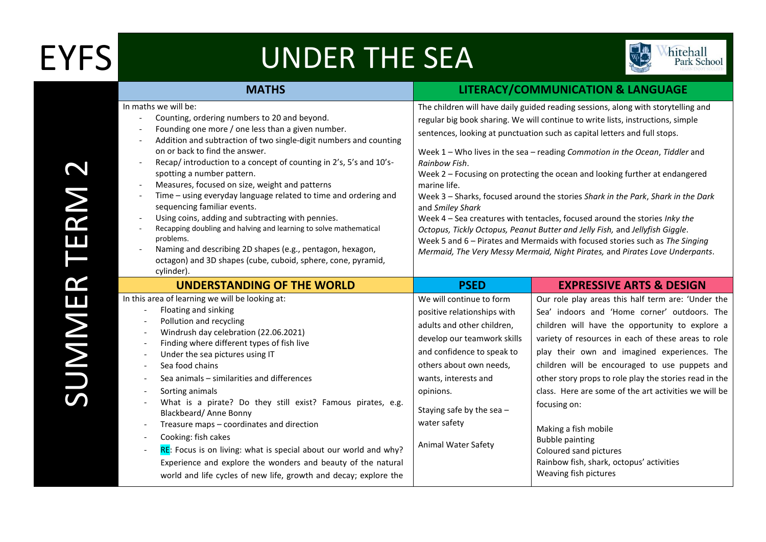# EYFS

# UNDER THE SEA

## SUMMER TERM 2

## MATHS

In maths we will be:

- Counting, ordering numbers to 20 and beyond.
- Founding one more / one less than a given number.
- Addition and subtraction of two single-digit numbers and counting on or back to find the answer.
- Recap/ introduction to a concept of counting in 2's, 5's and 10's- spotting a number pattern.
- Measures, focused on size, weight and patterns
- Time – using everyday language related to time and ordering and sequencing familiar events.
- Using coins, adding and subtracting with pennies.
- Recapping doubling and halving and learning to solve mathematical problems.
- Naming and describing 2D shapes (e.g., pentagon, hexagon, octagon) and 3D shapes (cube, cuboid, sphere, cone, pyramid, cylinder).

## LITERACY/COMMUNICATION & LANGUAGE

The children will have daily guided reading sessions, along with storytelling and regular big book sharing. We will continue to write lists, instructions, simple sentences, looking at punctuation such as capital letters and full stops.

Week 1 – Who lives in the sea – reading *Commotion in the Ocean*, *Tiddler* and *Rainbow Fish*.
Week 2 – Focusing on protecting the ocean and looking further at endangered marine life.
Week 3 – Sharks, focused around the stories *Shark in the Park*, *Shark in the Dark* and *Smiley Shark*
Week 4 – Sea creatures with tentacles, focused around the stories *Inky the Octopus, Tickly Octopus, Peanut Butter and Jelly Fish,* and *Jellyfish Giggle*.
Week 5 and 6 – Pirates and Mermaids with focused stories such as *The Singing Mermaid, The Very Messy Mermaid, Night Pirates,* and *Pirates Love Underpants*.

## UNDERSTANDING OF THE WORLD

In this area of learning we will be looking at:

- Floating and sinking
- Pollution and recycling
- Windrush day celebration (22.06.2021)
- Finding where different types of fish live
- Under the sea pictures using IT
- Sea food chains
- Sea animals – similarities and differences
- Sorting animals
- What is a pirate? Do they still exist? Famous pirates, e.g. Blackbeard/ Anne Bonny
- Treasure maps – coordinates and direction
- Cooking: fish cakes
- RE: Focus is on living: what is special about our world and why? Experience and explore the wonders and beauty of the natural world and life cycles of new life, growth and decay; explore the

## PSED

We will continue to form positive relationships with adults and other children, develop our teamwork skills and confidence to speak to others about own needs, wants, interests and opinions.

Staying safe by the sea – water safety

Animal Water Safety

## EXPRESSIVE ARTS & DESIGN

Our role play areas this half term are: 'Under the Sea' indoors and 'Home corner' outdoors. The children will have the opportunity to explore a variety of resources in each of these areas to role play their own and imagined experiences. The children will be encouraged to use puppets and other story props to role play the stories read in the class. Here are some of the art activities we will be focusing on:

Making a fish mobile
Bubble painting
Coloured sand pictures
Rainbow fish, shark, octopus' activities
Weaving fish pictures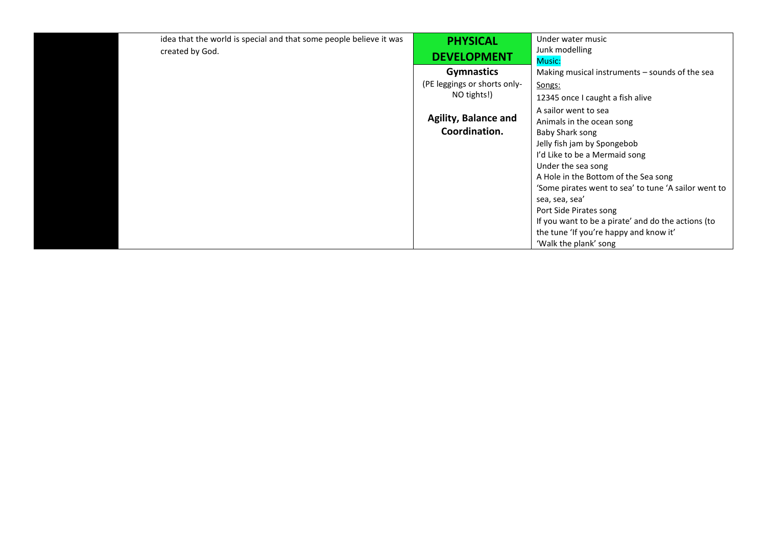| | | | |
|---|---|---|---|
| | idea that the world is special and that some people believe it was created by God. | **PHYSICAL DEVELOPMENT**<br><br>**Gymnastics**<br>(PE leggings or shorts only- NO tights!)<br><br>**Agility, Balance and Coordination.** | Under water music<br>Junk modelling<br>Music:<br>Making musical instruments – sounds of the sea<br>Songs:<br>12345 once I caught a fish alive<br>A sailor went to sea<br>Animals in the ocean song<br>Baby Shark song<br>Jelly fish jam by Spongebob<br>I'd Like to be a Mermaid song<br>Under the sea song<br>A Hole in the Bottom of the Sea song<br>'Some pirates went to sea' to tune 'A sailor went to sea, sea, sea'<br>Port Side Pirates song<br>If you want to be a pirate' and do the actions (to the tune 'If you're happy and know it'<br>'Walk the plank' song |